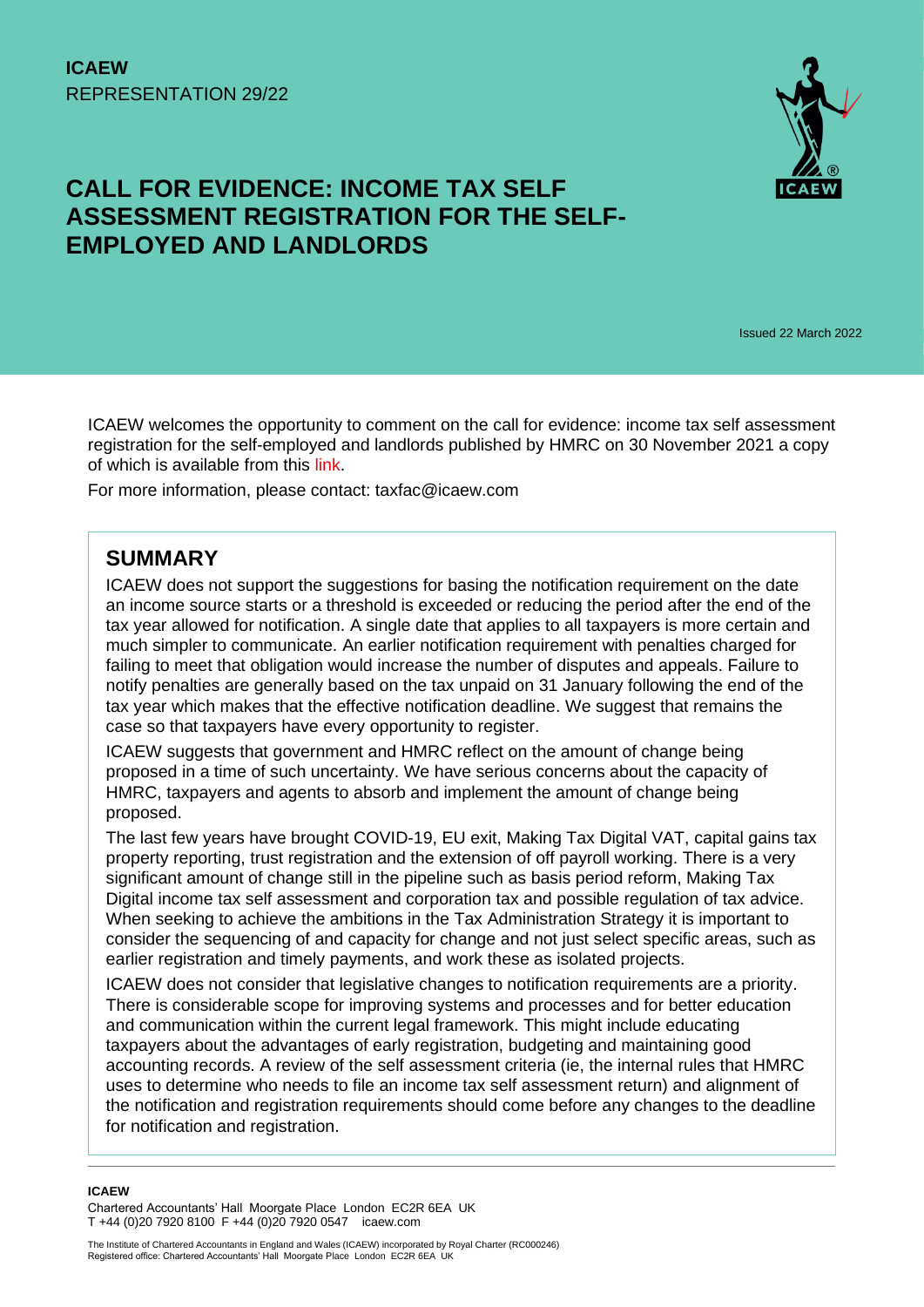**ICAEW**
REPRESENTATION 29/22

# CALL FOR EVIDENCE: INCOME TAX SELF ASSESSMENT REGISTRATION FOR THE SELF-EMPLOYED AND LANDLORDS

Issued 22 March 2022

ICAEW welcomes the opportunity to comment on the call for evidence: income tax self assessment registration for the self-employed and landlords published by HMRC on 30 November 2021 a copy of which is available from this link.

For more information, please contact: taxfac@icaew.com

## SUMMARY

ICAEW does not support the suggestions for basing the notification requirement on the date an income source starts or a threshold is exceeded or reducing the period after the end of the tax year allowed for notification. A single date that applies to all taxpayers is more certain and much simpler to communicate. An earlier notification requirement with penalties charged for failing to meet that obligation would increase the number of disputes and appeals. Failure to notify penalties are generally based on the tax unpaid on 31 January following the end of the tax year which makes that the effective notification deadline. We suggest that remains the case so that taxpayers have every opportunity to register.

ICAEW suggests that government and HMRC reflect on the amount of change being proposed in a time of such uncertainty. We have serious concerns about the capacity of HMRC, taxpayers and agents to absorb and implement the amount of change being proposed.

The last few years have brought COVID-19, EU exit, Making Tax Digital VAT, capital gains tax property reporting, trust registration and the extension of off payroll working. There is a very significant amount of change still in the pipeline such as basis period reform, Making Tax Digital income tax self assessment and corporation tax and possible regulation of tax advice. When seeking to achieve the ambitions in the Tax Administration Strategy it is important to consider the sequencing of and capacity for change and not just select specific areas, such as earlier registration and timely payments, and work these as isolated projects.

ICAEW does not consider that legislative changes to notification requirements are a priority. There is considerable scope for improving systems and processes and for better education and communication within the current legal framework. This might include educating taxpayers about the advantages of early registration, budgeting and maintaining good accounting records. A review of the self assessment criteria (ie, the internal rules that HMRC uses to determine who needs to file an income tax self assessment return) and alignment of the notification and registration requirements should come before any changes to the deadline for notification and registration.

**ICAEW**
Chartered Accountants' Hall Moorgate Place London EC2R 6EA UK
T +44 (0)20 7920 8100 F +44 (0)20 7920 0547 icaew.com

The Institute of Chartered Accountants in England and Wales (ICAEW) incorporated by Royal Charter (RC000246)
Registered office: Chartered Accountants' Hall Moorgate Place London EC2R 6EA UK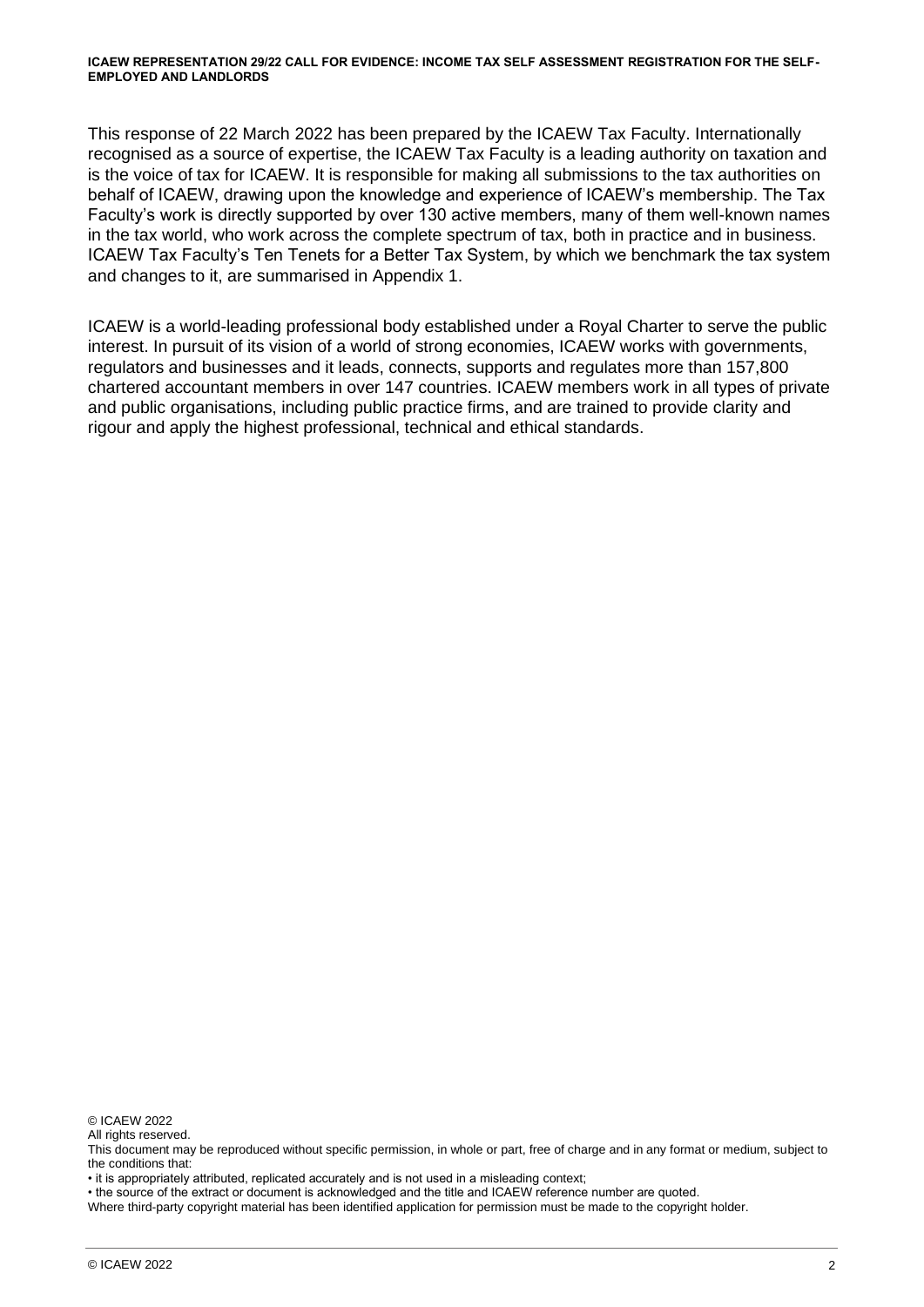This response of 22 March 2022 has been prepared by the ICAEW Tax Faculty. Internationally recognised as a source of expertise, the ICAEW Tax Faculty is a leading authority on taxation and is the voice of tax for ICAEW. It is responsible for making all submissions to the tax authorities on behalf of ICAEW, drawing upon the knowledge and experience of ICAEW's membership. The Tax Faculty's work is directly supported by over 130 active members, many of them well-known names in the tax world, who work across the complete spectrum of tax, both in practice and in business. ICAEW Tax Faculty's Ten Tenets for a Better Tax System, by which we benchmark the tax system and changes to it, are summarised in Appendix 1.

ICAEW is a world-leading professional body established under a Royal Charter to serve the public interest. In pursuit of its vision of a world of strong economies, ICAEW works with governments, regulators and businesses and it leads, connects, supports and regulates more than 157,800 chartered accountant members in over 147 countries. ICAEW members work in all types of private and public organisations, including public practice firms, and are trained to provide clarity and rigour and apply the highest professional, technical and ethical standards.

© ICAEW 2022
All rights reserved.

This document may be reproduced without specific permission, in whole or part, free of charge and in any format or medium, subject to the conditions that:

- it is appropriately attributed, replicated accurately and is not used in a misleading context;
- the source of the extract or document is acknowledged and the title and ICAEW reference number are quoted.

Where third-party copyright material has been identified application for permission must be made to the copyright holder.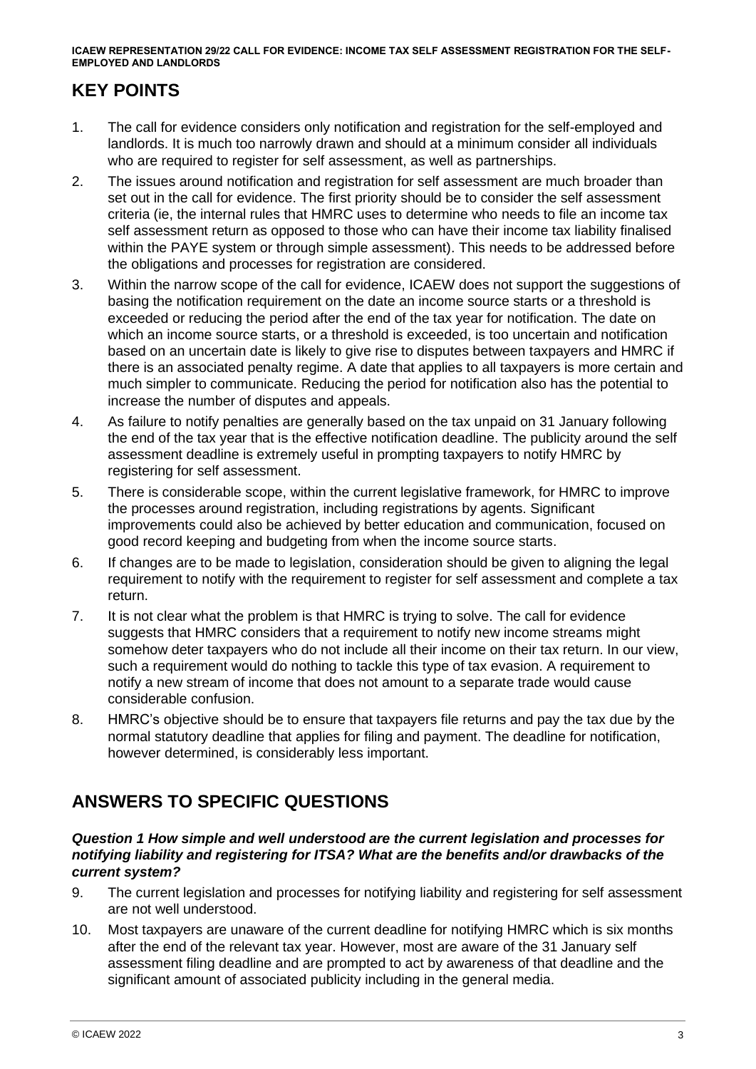## KEY POINTS

1. The call for evidence considers only notification and registration for the self-employed and landlords. It is much too narrowly drawn and should at a minimum consider all individuals who are required to register for self assessment, as well as partnerships.
2. The issues around notification and registration for self assessment are much broader than set out in the call for evidence. The first priority should be to consider the self assessment criteria (ie, the internal rules that HMRC uses to determine who needs to file an income tax self assessment return as opposed to those who can have their income tax liability finalised within the PAYE system or through simple assessment). This needs to be addressed before the obligations and processes for registration are considered.
3. Within the narrow scope of the call for evidence, ICAEW does not support the suggestions of basing the notification requirement on the date an income source starts or a threshold is exceeded or reducing the period after the end of the tax year for notification. The date on which an income source starts, or a threshold is exceeded, is too uncertain and notification based on an uncertain date is likely to give rise to disputes between taxpayers and HMRC if there is an associated penalty regime. A date that applies to all taxpayers is more certain and much simpler to communicate. Reducing the period for notification also has the potential to increase the number of disputes and appeals.
4. As failure to notify penalties are generally based on the tax unpaid on 31 January following the end of the tax year that is the effective notification deadline. The publicity around the self assessment deadline is extremely useful in prompting taxpayers to notify HMRC by registering for self assessment.
5. There is considerable scope, within the current legislative framework, for HMRC to improve the processes around registration, including registrations by agents. Significant improvements could also be achieved by better education and communication, focused on good record keeping and budgeting from when the income source starts.
6. If changes are to be made to legislation, consideration should be given to aligning the legal requirement to notify with the requirement to register for self assessment and complete a tax return.
7. It is not clear what the problem is that HMRC is trying to solve. The call for evidence suggests that HMRC considers that a requirement to notify new income streams might somehow deter taxpayers who do not include all their income on their tax return. In our view, such a requirement would do nothing to tackle this type of tax evasion. A requirement to notify a new stream of income that does not amount to a separate trade would cause considerable confusion.
8. HMRC's objective should be to ensure that taxpayers file returns and pay the tax due by the normal statutory deadline that applies for filing and payment. The deadline for notification, however determined, is considerably less important.

## ANSWERS TO SPECIFIC QUESTIONS

***Question 1 How simple and well understood are the current legislation and processes for notifying liability and registering for ITSA? What are the benefits and/or drawbacks of the current system?***

9. The current legislation and processes for notifying liability and registering for self assessment are not well understood.
10. Most taxpayers are unaware of the current deadline for notifying HMRC which is six months after the end of the relevant tax year. However, most are aware of the 31 January self assessment filing deadline and are prompted to act by awareness of that deadline and the significant amount of associated publicity including in the general media.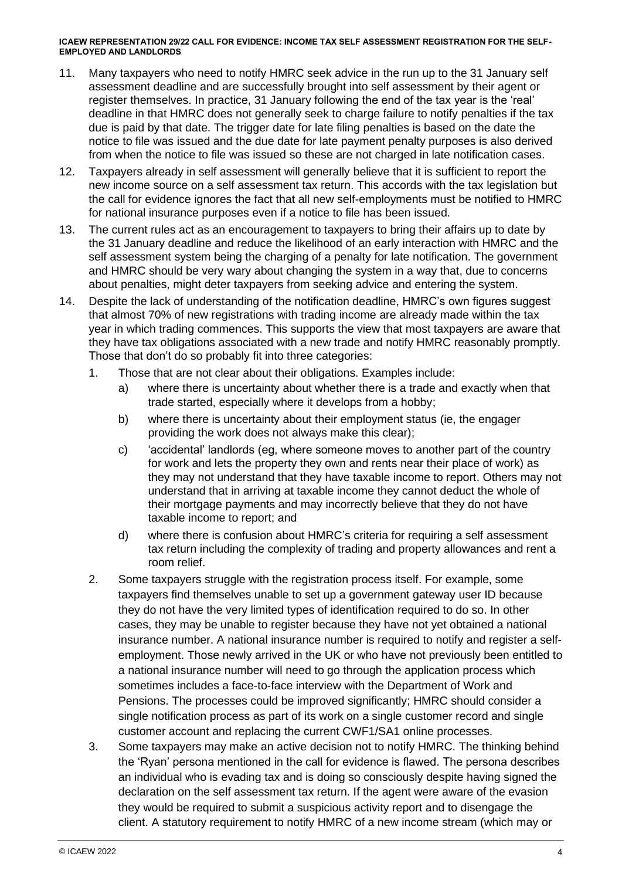11. Many taxpayers who need to notify HMRC seek advice in the run up to the 31 January self assessment deadline and are successfully brought into self assessment by their agent or register themselves. In practice, 31 January following the end of the tax year is the 'real' deadline in that HMRC does not generally seek to charge failure to notify penalties if the tax due is paid by that date. The trigger date for late filing penalties is based on the date the notice to file was issued and the due date for late payment penalty purposes is also derived from when the notice to file was issued so these are not charged in late notification cases.
12. Taxpayers already in self assessment will generally believe that it is sufficient to report the new income source on a self assessment tax return. This accords with the tax legislation but the call for evidence ignores the fact that all new self-employments must be notified to HMRC for national insurance purposes even if a notice to file has been issued.
13. The current rules act as an encouragement to taxpayers to bring their affairs up to date by the 31 January deadline and reduce the likelihood of an early interaction with HMRC and the self assessment system being the charging of a penalty for late notification. The government and HMRC should be very wary about changing the system in a way that, due to concerns about penalties, might deter taxpayers from seeking advice and entering the system.
14. Despite the lack of understanding of the notification deadline, HMRC's own figures suggest that almost 70% of new registrations with trading income are already made within the tax year in which trading commences. This supports the view that most taxpayers are aware that they have tax obligations associated with a new trade and notify HMRC reasonably promptly. Those that don't do so probably fit into three categories:
    1. Those that are not clear about their obligations. Examples include:
        a) where there is uncertainty about whether there is a trade and exactly when that trade started, especially where it develops from a hobby;
        b) where there is uncertainty about their employment status (ie, the engager providing the work does not always make this clear);
        c) 'accidental' landlords (eg, where someone moves to another part of the country for work and lets the property they own and rents near their place of work) as they may not understand that they have taxable income to report. Others may not understand that in arriving at taxable income they cannot deduct the whole of their mortgage payments and may incorrectly believe that they do not have taxable income to report; and
        d) where there is confusion about HMRC's criteria for requiring a self assessment tax return including the complexity of trading and property allowances and rent a room relief.
    2. Some taxpayers struggle with the registration process itself. For example, some taxpayers find themselves unable to set up a government gateway user ID because they do not have the very limited types of identification required to do so. In other cases, they may be unable to register because they have not yet obtained a national insurance number. A national insurance number is required to notify and register a self-employment. Those newly arrived in the UK or who have not previously been entitled to a national insurance number will need to go through the application process which sometimes includes a face-to-face interview with the Department of Work and Pensions. The processes could be improved significantly; HMRC should consider a single notification process as part of its work on a single customer record and single customer account and replacing the current CWF1/SA1 online processes.
    3. Some taxpayers may make an active decision not to notify HMRC. The thinking behind the 'Ryan' persona mentioned in the call for evidence is flawed. The persona describes an individual who is evading tax and is doing so consciously despite having signed the declaration on the self assessment tax return. If the agent were aware of the evasion they would be required to submit a suspicious activity report and to disengage the client. A statutory requirement to notify HMRC of a new income stream (which may or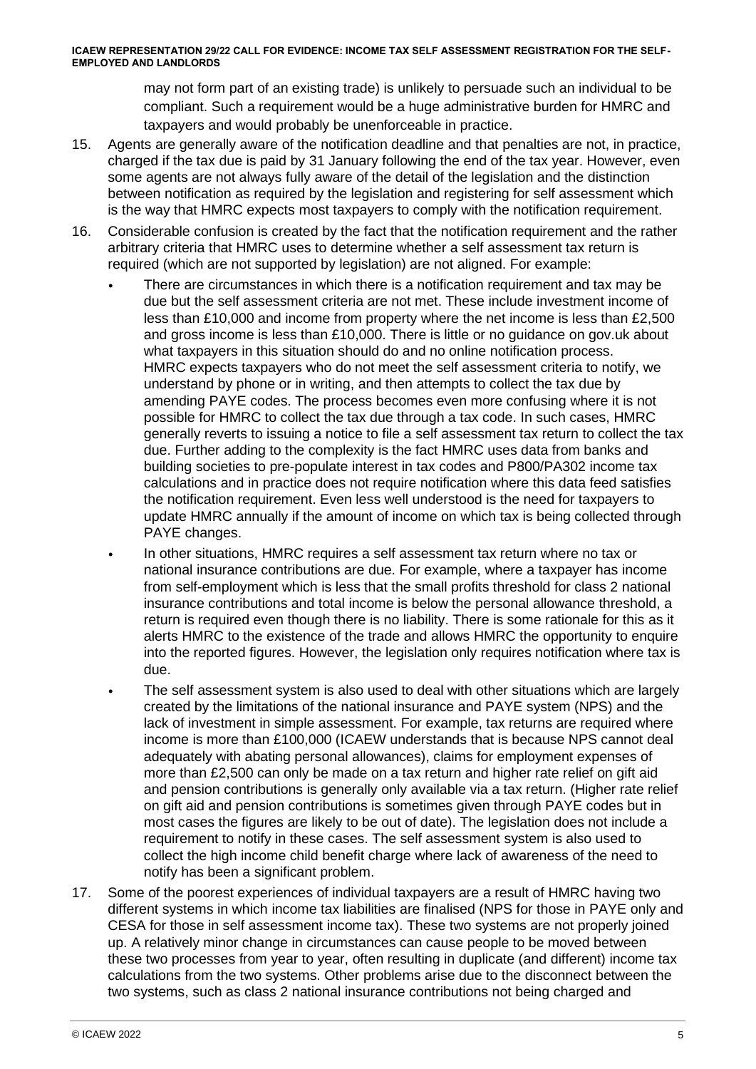may not form part of an existing trade) is unlikely to persuade such an individual to be compliant. Such a requirement would be a huge administrative burden for HMRC and taxpayers and would probably be unenforceable in practice.

15. Agents are generally aware of the notification deadline and that penalties are not, in practice, charged if the tax due is paid by 31 January following the end of the tax year. However, even some agents are not always fully aware of the detail of the legislation and the distinction between notification as required by the legislation and registering for self assessment which is the way that HMRC expects most taxpayers to comply with the notification requirement.

16. Considerable confusion is created by the fact that the notification requirement and the rather arbitrary criteria that HMRC uses to determine whether a self assessment tax return is required (which are not supported by legislation) are not aligned. For example:

    - There are circumstances in which there is a notification requirement and tax may be due but the self assessment criteria are not met. These include investment income of less than £10,000 and income from property where the net income is less than £2,500 and gross income is less than £10,000. There is little or no guidance on gov.uk about what taxpayers in this situation should do and no online notification process. HMRC expects taxpayers who do not meet the self assessment criteria to notify, we understand by phone or in writing, and then attempts to collect the tax due by amending PAYE codes. The process becomes even more confusing where it is not possible for HMRC to collect the tax due through a tax code. In such cases, HMRC generally reverts to issuing a notice to file a self assessment tax return to collect the tax due. Further adding to the complexity is the fact HMRC uses data from banks and building societies to pre-populate interest in tax codes and P800/PA302 income tax calculations and in practice does not require notification where this data feed satisfies the notification requirement. Even less well understood is the need for taxpayers to update HMRC annually if the amount of income on which tax is being collected through PAYE changes.
    - In other situations, HMRC requires a self assessment tax return where no tax or national insurance contributions are due. For example, where a taxpayer has income from self-employment which is less that the small profits threshold for class 2 national insurance contributions and total income is below the personal allowance threshold, a return is required even though there is no liability. There is some rationale for this as it alerts HMRC to the existence of the trade and allows HMRC the opportunity to enquire into the reported figures. However, the legislation only requires notification where tax is due.
    - The self assessment system is also used to deal with other situations which are largely created by the limitations of the national insurance and PAYE system (NPS) and the lack of investment in simple assessment. For example, tax returns are required where income is more than £100,000 (ICAEW understands that is because NPS cannot deal adequately with abating personal allowances), claims for employment expenses of more than £2,500 can only be made on a tax return and higher rate relief on gift aid and pension contributions is generally only available via a tax return. (Higher rate relief on gift aid and pension contributions is sometimes given through PAYE codes but in most cases the figures are likely to be out of date). The legislation does not include a requirement to notify in these cases. The self assessment system is also used to collect the high income child benefit charge where lack of awareness of the need to notify has been a significant problem.

17. Some of the poorest experiences of individual taxpayers are a result of HMRC having two different systems in which income tax liabilities are finalised (NPS for those in PAYE only and CESA for those in self assessment income tax). These two systems are not properly joined up. A relatively minor change in circumstances can cause people to be moved between these two processes from year to year, often resulting in duplicate (and different) income tax calculations from the two systems. Other problems arise due to the disconnect between the two systems, such as class 2 national insurance contributions not being charged and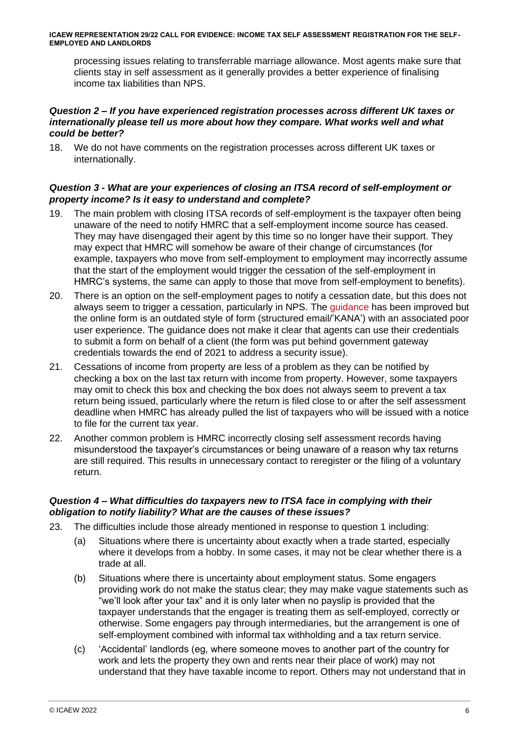processing issues relating to transferrable marriage allowance. Most agents make sure that clients stay in self assessment as it generally provides a better experience of finalising income tax liabilities than NPS.

### *Question 2 – If you have experienced registration processes across different UK taxes or internationally please tell us more about how they compare. What works well and what could be better?*

18. We do not have comments on the registration processes across different UK taxes or internationally.

### *Question 3 - What are your experiences of closing an ITSA record of self-employment or property income? Is it easy to understand and complete?*

19. The main problem with closing ITSA records of self-employment is the taxpayer often being unaware of the need to notify HMRC that a self-employment income source has ceased. They may have disengaged their agent by this time so no longer have their support. They may expect that HMRC will somehow be aware of their change of circumstances (for example, taxpayers who move from self-employment to employment may incorrectly assume that the start of the employment would trigger the cessation of the self-employment in HMRC's systems, the same can apply to those that move from self-employment to benefits).

20. There is an option on the self-employment pages to notify a cessation date, but this does not always seem to trigger a cessation, particularly in NPS. The guidance has been improved but the online form is an outdated style of form (structured email/'KANA') with an associated poor user experience. The guidance does not make it clear that agents can use their credentials to submit a form on behalf of a client (the form was put behind government gateway credentials towards the end of 2021 to address a security issue).

21. Cessations of income from property are less of a problem as they can be notified by checking a box on the last tax return with income from property. However, some taxpayers may omit to check this box and checking the box does not always seem to prevent a tax return being issued, particularly where the return is filed close to or after the self assessment deadline when HMRC has already pulled the list of taxpayers who will be issued with a notice to file for the current tax year.

22. Another common problem is HMRC incorrectly closing self assessment records having misunderstood the taxpayer's circumstances or being unaware of a reason why tax returns are still required. This results in unnecessary contact to reregister or the filing of a voluntary return.

### *Question 4 – What difficulties do taxpayers new to ITSA face in complying with their obligation to notify liability? What are the causes of these issues?*

23. The difficulties include those already mentioned in response to question 1 including:

    (a) Situations where there is uncertainty about exactly when a trade started, especially where it develops from a hobby. In some cases, it may not be clear whether there is a trade at all.

    (b) Situations where there is uncertainty about employment status. Some engagers providing work do not make the status clear; they may make vague statements such as "we'll look after your tax" and it is only later when no payslip is provided that the taxpayer understands that the engager is treating them as self-employed, correctly or otherwise. Some engagers pay through intermediaries, but the arrangement is one of self-employment combined with informal tax withholding and a tax return service.

    (c) 'Accidental' landlords (eg, where someone moves to another part of the country for work and lets the property they own and rents near their place of work) may not understand that they have taxable income to report. Others may not understand that in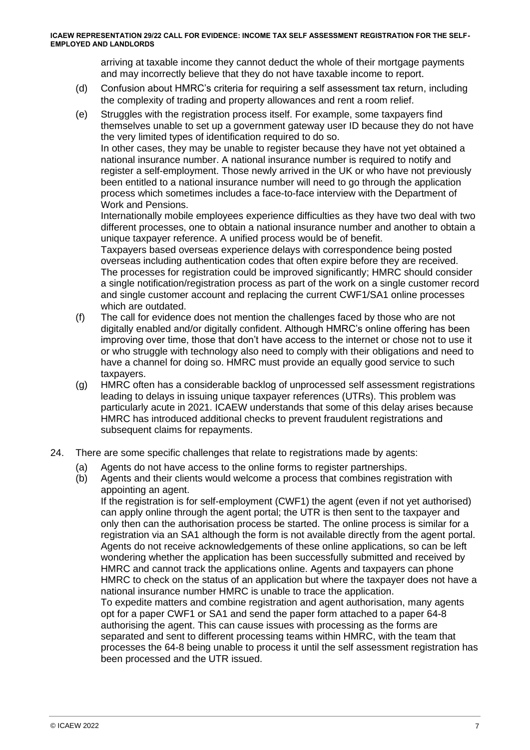arriving at taxable income they cannot deduct the whole of their mortgage payments and may incorrectly believe that they do not have taxable income to report.

(d) Confusion about HMRC's criteria for requiring a self assessment tax return, including the complexity of trading and property allowances and rent a room relief.

(e) Struggles with the registration process itself. For example, some taxpayers find themselves unable to set up a government gateway user ID because they do not have the very limited types of identification required to do so.
In other cases, they may be unable to register because they have not yet obtained a national insurance number. A national insurance number is required to notify and register a self-employment. Those newly arrived in the UK or who have not previously been entitled to a national insurance number will need to go through the application process which sometimes includes a face-to-face interview with the Department of Work and Pensions.
Internationally mobile employees experience difficulties as they have two deal with two different processes, one to obtain a national insurance number and another to obtain a unique taxpayer reference. A unified process would be of benefit.
Taxpayers based overseas experience delays with correspondence being posted overseas including authentication codes that often expire before they are received. The processes for registration could be improved significantly; HMRC should consider a single notification/registration process as part of the work on a single customer record and single customer account and replacing the current CWF1/SA1 online processes which are outdated.

(f) The call for evidence does not mention the challenges faced by those who are not digitally enabled and/or digitally confident. Although HMRC's online offering has been improving over time, those that don't have access to the internet or chose not to use it or who struggle with technology also need to comply with their obligations and need to have a channel for doing so. HMRC must provide an equally good service to such taxpayers.

(g) HMRC often has a considerable backlog of unprocessed self assessment registrations leading to delays in issuing unique taxpayer references (UTRs). This problem was particularly acute in 2021. ICAEW understands that some of this delay arises because HMRC has introduced additional checks to prevent fraudulent registrations and subsequent claims for repayments.

24. There are some specific challenges that relate to registrations made by agents:

(a) Agents do not have access to the online forms to register partnerships.

(b) Agents and their clients would welcome a process that combines registration with appointing an agent.
If the registration is for self-employment (CWF1) the agent (even if not yet authorised) can apply online through the agent portal; the UTR is then sent to the taxpayer and only then can the authorisation process be started. The online process is similar for a registration via an SA1 although the form is not available directly from the agent portal. Agents do not receive acknowledgements of these online applications, so can be left wondering whether the application has been successfully submitted and received by HMRC and cannot track the applications online. Agents and taxpayers can phone HMRC to check on the status of an application but where the taxpayer does not have a national insurance number HMRC is unable to trace the application.
To expedite matters and combine registration and agent authorisation, many agents opt for a paper CWF1 or SA1 and send the paper form attached to a paper 64-8 authorising the agent. This can cause issues with processing as the forms are separated and sent to different processing teams within HMRC, with the team that processes the 64-8 being unable to process it until the self assessment registration has been processed and the UTR issued.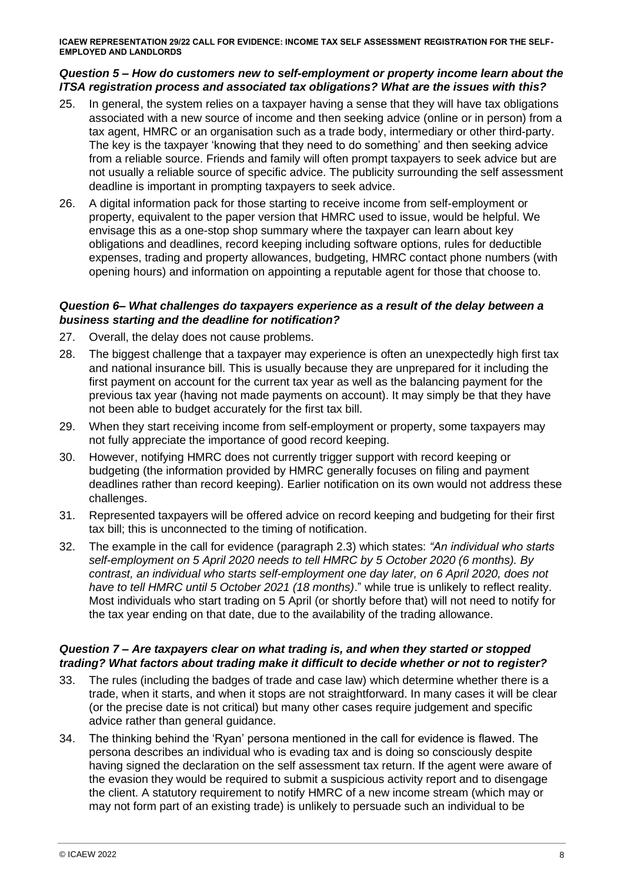### *Question 5 – How do customers new to self-employment or property income learn about the ITSA registration process and associated tax obligations? What are the issues with this?*

25. In general, the system relies on a taxpayer having a sense that they will have tax obligations associated with a new source of income and then seeking advice (online or in person) from a tax agent, HMRC or an organisation such as a trade body, intermediary or other third-party. The key is the taxpayer 'knowing that they need to do something' and then seeking advice from a reliable source. Friends and family will often prompt taxpayers to seek advice but are not usually a reliable source of specific advice. The publicity surrounding the self assessment deadline is important in prompting taxpayers to seek advice.

26. A digital information pack for those starting to receive income from self-employment or property, equivalent to the paper version that HMRC used to issue, would be helpful. We envisage this as a one-stop shop summary where the taxpayer can learn about key obligations and deadlines, record keeping including software options, rules for deductible expenses, trading and property allowances, budgeting, HMRC contact phone numbers (with opening hours) and information on appointing a reputable agent for those that choose to.

### *Question 6– What challenges do taxpayers experience as a result of the delay between a business starting and the deadline for notification?*

27. Overall, the delay does not cause problems.

28. The biggest challenge that a taxpayer may experience is often an unexpectedly high first tax and national insurance bill. This is usually because they are unprepared for it including the first payment on account for the current tax year as well as the balancing payment for the previous tax year (having not made payments on account). It may simply be that they have not been able to budget accurately for the first tax bill.

29. When they start receiving income from self-employment or property, some taxpayers may not fully appreciate the importance of good record keeping.

30. However, notifying HMRC does not currently trigger support with record keeping or budgeting (the information provided by HMRC generally focuses on filing and payment deadlines rather than record keeping). Earlier notification on its own would not address these challenges.

31. Represented taxpayers will be offered advice on record keeping and budgeting for their first tax bill; this is unconnected to the timing of notification.

32. The example in the call for evidence (paragraph 2.3) which states: *"An individual who starts self-employment on 5 April 2020 needs to tell HMRC by 5 October 2020 (6 months). By contrast, an individual who starts self-employment one day later, on 6 April 2020, does not have to tell HMRC until 5 October 2021 (18 months)*." while true is unlikely to reflect reality. Most individuals who start trading on 5 April (or shortly before that) will not need to notify for the tax year ending on that date, due to the availability of the trading allowance.

### *Question 7 – Are taxpayers clear on what trading is, and when they started or stopped trading? What factors about trading make it difficult to decide whether or not to register?*

33. The rules (including the badges of trade and case law) which determine whether there is a trade, when it starts, and when it stops are not straightforward. In many cases it will be clear (or the precise date is not critical) but many other cases require judgement and specific advice rather than general guidance.

34. The thinking behind the 'Ryan' persona mentioned in the call for evidence is flawed. The persona describes an individual who is evading tax and is doing so consciously despite having signed the declaration on the self assessment tax return. If the agent were aware of the evasion they would be required to submit a suspicious activity report and to disengage the client. A statutory requirement to notify HMRC of a new income stream (which may or may not form part of an existing trade) is unlikely to persuade such an individual to be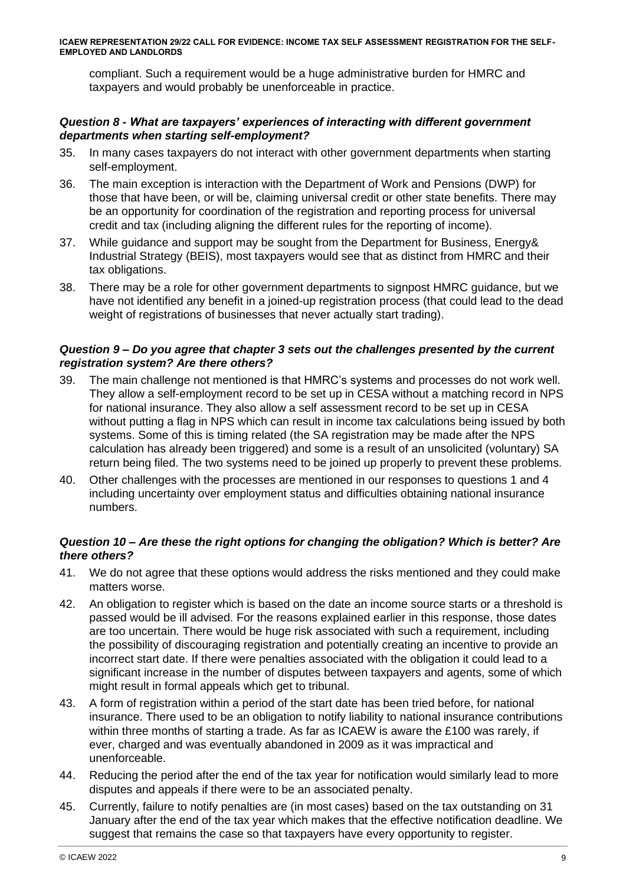compliant. Such a requirement would be a huge administrative burden for HMRC and taxpayers and would probably be unenforceable in practice.

### *Question 8 - What are taxpayers' experiences of interacting with different government departments when starting self-employment?*

35. In many cases taxpayers do not interact with other government departments when starting self-employment.
36. The main exception is interaction with the Department of Work and Pensions (DWP) for those that have been, or will be, claiming universal credit or other state benefits. There may be an opportunity for coordination of the registration and reporting process for universal credit and tax (including aligning the different rules for the reporting of income).
37. While guidance and support may be sought from the Department for Business, Energy& Industrial Strategy (BEIS), most taxpayers would see that as distinct from HMRC and their tax obligations.
38. There may be a role for other government departments to signpost HMRC guidance, but we have not identified any benefit in a joined-up registration process (that could lead to the dead weight of registrations of businesses that never actually start trading).

### *Question 9 – Do you agree that chapter 3 sets out the challenges presented by the current registration system? Are there others?*

39. The main challenge not mentioned is that HMRC's systems and processes do not work well. They allow a self-employment record to be set up in CESA without a matching record in NPS for national insurance. They also allow a self assessment record to be set up in CESA without putting a flag in NPS which can result in income tax calculations being issued by both systems. Some of this is timing related (the SA registration may be made after the NPS calculation has already been triggered) and some is a result of an unsolicited (voluntary) SA return being filed. The two systems need to be joined up properly to prevent these problems.
40. Other challenges with the processes are mentioned in our responses to questions 1 and 4 including uncertainty over employment status and difficulties obtaining national insurance numbers.

### *Question 10 – Are these the right options for changing the obligation? Which is better? Are there others?*

41. We do not agree that these options would address the risks mentioned and they could make matters worse.
42. An obligation to register which is based on the date an income source starts or a threshold is passed would be ill advised. For the reasons explained earlier in this response, those dates are too uncertain. There would be huge risk associated with such a requirement, including the possibility of discouraging registration and potentially creating an incentive to provide an incorrect start date. If there were penalties associated with the obligation it could lead to a significant increase in the number of disputes between taxpayers and agents, some of which might result in formal appeals which get to tribunal.
43. A form of registration within a period of the start date has been tried before, for national insurance. There used to be an obligation to notify liability to national insurance contributions within three months of starting a trade. As far as ICAEW is aware the £100 was rarely, if ever, charged and was eventually abandoned in 2009 as it was impractical and unenforceable.
44. Reducing the period after the end of the tax year for notification would similarly lead to more disputes and appeals if there were to be an associated penalty.
45. Currently, failure to notify penalties are (in most cases) based on the tax outstanding on 31 January after the end of the tax year which makes that the effective notification deadline. We suggest that remains the case so that taxpayers have every opportunity to register.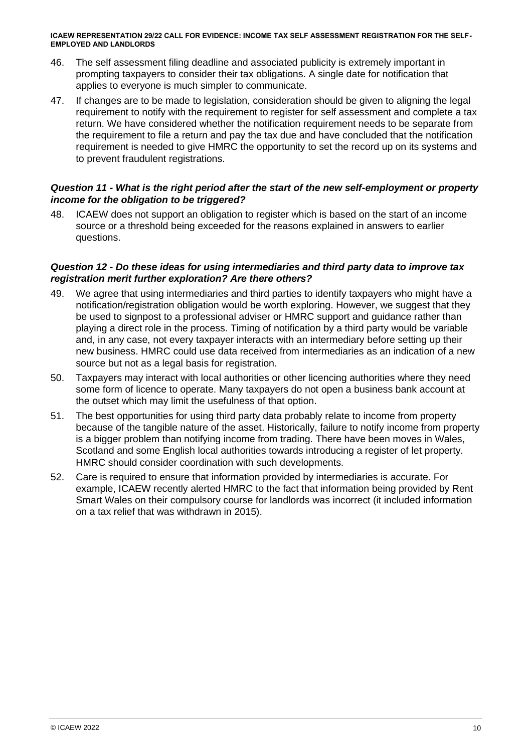46. The self assessment filing deadline and associated publicity is extremely important in prompting taxpayers to consider their tax obligations. A single date for notification that applies to everyone is much simpler to communicate.

47. If changes are to be made to legislation, consideration should be given to aligning the legal requirement to notify with the requirement to register for self assessment and complete a tax return. We have considered whether the notification requirement needs to be separate from the requirement to file a return and pay the tax due and have concluded that the notification requirement is needed to give HMRC the opportunity to set the record up on its systems and to prevent fraudulent registrations.

### *Question 11 - What is the right period after the start of the new self-employment or property income for the obligation to be triggered?*

48. ICAEW does not support an obligation to register which is based on the start of an income source or a threshold being exceeded for the reasons explained in answers to earlier questions.

### *Question 12 - Do these ideas for using intermediaries and third party data to improve tax registration merit further exploration? Are there others?*

49. We agree that using intermediaries and third parties to identify taxpayers who might have a notification/registration obligation would be worth exploring. However, we suggest that they be used to signpost to a professional adviser or HMRC support and guidance rather than playing a direct role in the process. Timing of notification by a third party would be variable and, in any case, not every taxpayer interacts with an intermediary before setting up their new business. HMRC could use data received from intermediaries as an indication of a new source but not as a legal basis for registration.

50. Taxpayers may interact with local authorities or other licencing authorities where they need some form of licence to operate. Many taxpayers do not open a business bank account at the outset which may limit the usefulness of that option.

51. The best opportunities for using third party data probably relate to income from property because of the tangible nature of the asset. Historically, failure to notify income from property is a bigger problem than notifying income from trading. There have been moves in Wales, Scotland and some English local authorities towards introducing a register of let property. HMRC should consider coordination with such developments.

52. Care is required to ensure that information provided by intermediaries is accurate. For example, ICAEW recently alerted HMRC to the fact that information being provided by Rent Smart Wales on their compulsory course for landlords was incorrect (it included information on a tax relief that was withdrawn in 2015).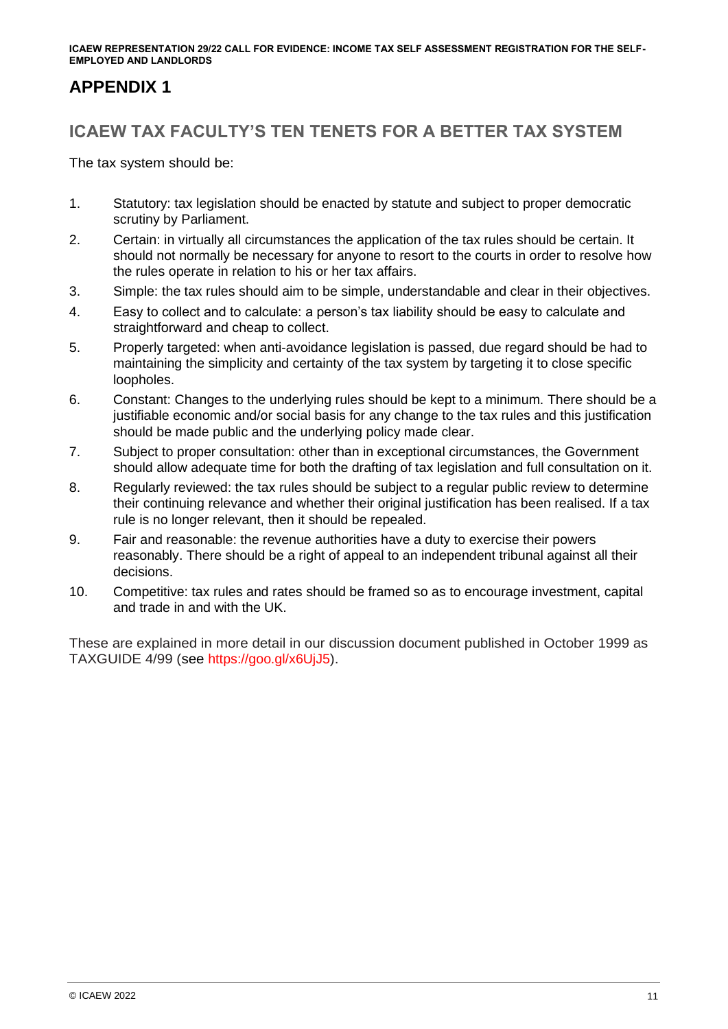# APPENDIX 1

## ICAEW TAX FACULTY'S TEN TENETS FOR A BETTER TAX SYSTEM

The tax system should be:

1. Statutory: tax legislation should be enacted by statute and subject to proper democratic scrutiny by Parliament.
2. Certain: in virtually all circumstances the application of the tax rules should be certain. It should not normally be necessary for anyone to resort to the courts in order to resolve how the rules operate in relation to his or her tax affairs.
3. Simple: the tax rules should aim to be simple, understandable and clear in their objectives.
4. Easy to collect and to calculate: a person's tax liability should be easy to calculate and straightforward and cheap to collect.
5. Properly targeted: when anti-avoidance legislation is passed, due regard should be had to maintaining the simplicity and certainty of the tax system by targeting it to close specific loopholes.
6. Constant: Changes to the underlying rules should be kept to a minimum. There should be a justifiable economic and/or social basis for any change to the tax rules and this justification should be made public and the underlying policy made clear.
7. Subject to proper consultation: other than in exceptional circumstances, the Government should allow adequate time for both the drafting of tax legislation and full consultation on it.
8. Regularly reviewed: the tax rules should be subject to a regular public review to determine their continuing relevance and whether their original justification has been realised. If a tax rule is no longer relevant, then it should be repealed.
9. Fair and reasonable: the revenue authorities have a duty to exercise their powers reasonably. There should be a right of appeal to an independent tribunal against all their decisions.
10. Competitive: tax rules and rates should be framed so as to encourage investment, capital and trade in and with the UK.

These are explained in more detail in our discussion document published in October 1999 as TAXGUIDE 4/99 (see https://goo.gl/x6UjJ5).